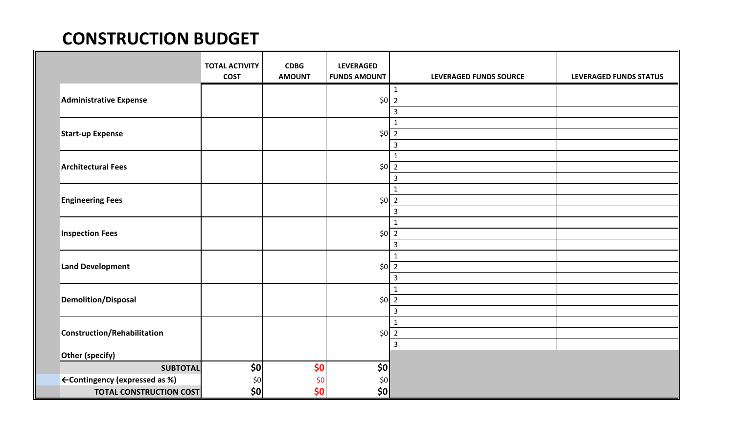# CONSTRUCTION BUDGET

| | TOTAL ACTIVITY COST | CDBG AMOUNT | LEVERAGED FUNDS AMOUNT | LEVERAGED FUNDS SOURCE | LEVERAGED FUNDS STATUS |
|---|---|---|---|---|---|
| **Administrative Expense** | | | $0 | 1 | |
| | | | | 2 | |
| | | | | 3 | |
| **Start-up Expense** | | | $0 | 1 | |
| | | | | 2 | |
| | | | | 3 | |
| **Architectural Fees** | | | $0 | 1 | |
| | | | | 2 | |
| | | | | 3 | |
| **Engineering Fees** | | | $0 | 1 | |
| | | | | 2 | |
| | | | | 3 | |
| **Inspection Fees** | | | $0 | 1 | |
| | | | | 2 | |
| | | | | 3 | |
| **Land Development** | | | $0 | 1 | |
| | | | | 2 | |
| | | | | 3 | |
| **Demolition/Disposal** | | | $0 | 1 | |
| | | | | 2 | |
| | | | | 3 | |
| **Construction/Rehabilitation** | | | $0 | 1 | |
| | | | | 2 | |
| | | | | 3 | |
| **Other (specify)** | | | | | |
| **SUBTOTAL** | **$0** | **$0** | **$0** | | |
| **←Contingency (expressed as %)** | $0 | $0 | $0 | | |
| **TOTAL CONSTRUCTION COST** | **$0** | **$0** | **$0** | | |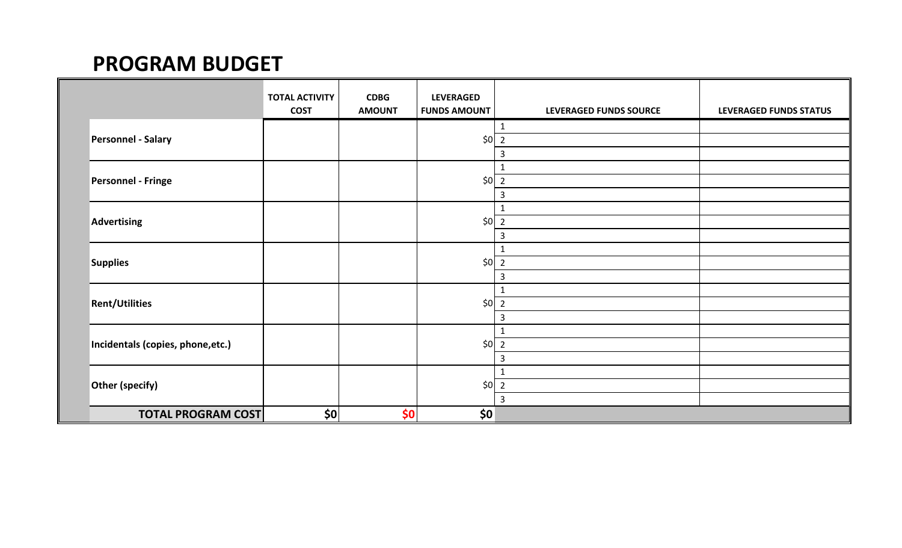# PROGRAM BUDGET

| | TOTAL ACTIVITY COST | CDBG AMOUNT | LEVERAGED FUNDS AMOUNT | LEVERAGED FUNDS SOURCE | LEVERAGED FUNDS STATUS |
|---|---|---|---|---|---|
| Personnel - Salary | | | $0 | 1 | |
| | | | | 2 | |
| | | | | 3 | |
| Personnel - Fringe | | | $0 | 1 | |
| | | | | 2 | |
| | | | | 3 | |
| Advertising | | | $0 | 1 | |
| | | | | 2 | |
| | | | | 3 | |
| Supplies | | | $0 | 1 | |
| | | | | 2 | |
| | | | | 3 | |
| Rent/Utilities | | | $0 | 1 | |
| | | | | 2 | |
| | | | | 3 | |
| Incidentals (copies, phone,etc.) | | | $0 | 1 | |
| | | | | 2 | |
| | | | | 3 | |
| Other (specify) | | | $0 | 1 | |
| | | | | 2 | |
| | | | | 3 | |
| **TOTAL PROGRAM COST** | **$0** | **$0** | **$0** | | |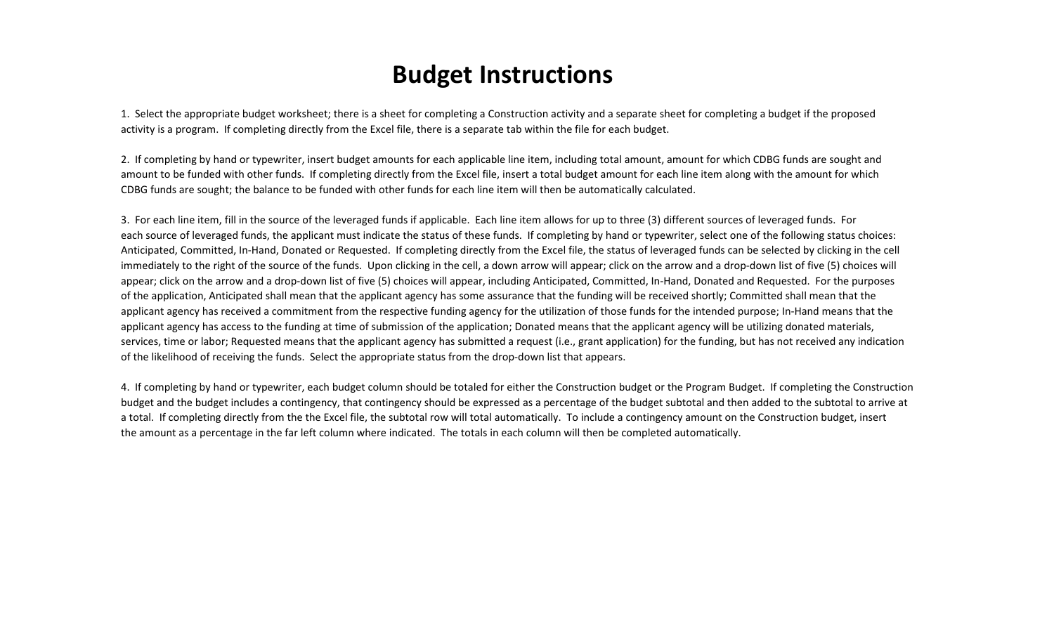# Budget Instructions

1. Select the appropriate budget worksheet; there is a sheet for completing a Construction activity and a separate sheet for completing a budget if the proposed activity is a program. If completing directly from the Excel file, there is a separate tab within the file for each budget.

2. If completing by hand or typewriter, insert budget amounts for each applicable line item, including total amount, amount for which CDBG funds are sought and amount to be funded with other funds. If completing directly from the Excel file, insert a total budget amount for each line item along with the amount for which CDBG funds are sought; the balance to be funded with other funds for each line item will then be automatically calculated.

3. For each line item, fill in the source of the leveraged funds if applicable. Each line item allows for up to three (3) different sources of leveraged funds. For each source of leveraged funds, the applicant must indicate the status of these funds. If completing by hand or typewriter, select one of the following status choices: Anticipated, Committed, In-Hand, Donated or Requested. If completing directly from the Excel file, the status of leveraged funds can be selected by clicking in the cell immediately to the right of the source of the funds. Upon clicking in the cell, a down arrow will appear; click on the arrow and a drop-down list of five (5) choices will appear; click on the arrow and a drop-down list of five (5) choices will appear, including Anticipated, Committed, In-Hand, Donated and Requested. For the purposes of the application, Anticipated shall mean that the applicant agency has some assurance that the funding will be received shortly; Committed shall mean that the applicant agency has received a commitment from the respective funding agency for the utilization of those funds for the intended purpose; In-Hand means that the applicant agency has access to the funding at time of submission of the application; Donated means that the applicant agency will be utilizing donated materials, services, time or labor; Requested means that the applicant agency has submitted a request (i.e., grant application) for the funding, but has not received any indication of the likelihood of receiving the funds. Select the appropriate status from the drop-down list that appears.

4. If completing by hand or typewriter, each budget column should be totaled for either the Construction budget or the Program Budget. If completing the Construction budget and the budget includes a contingency, that contingency should be expressed as a percentage of the budget subtotal and then added to the subtotal to arrive at a total. If completing directly from the the Excel file, the subtotal row will total automatically. To include a contingency amount on the Construction budget, insert the amount as a percentage in the far left column where indicated. The totals in each column will then be completed automatically.